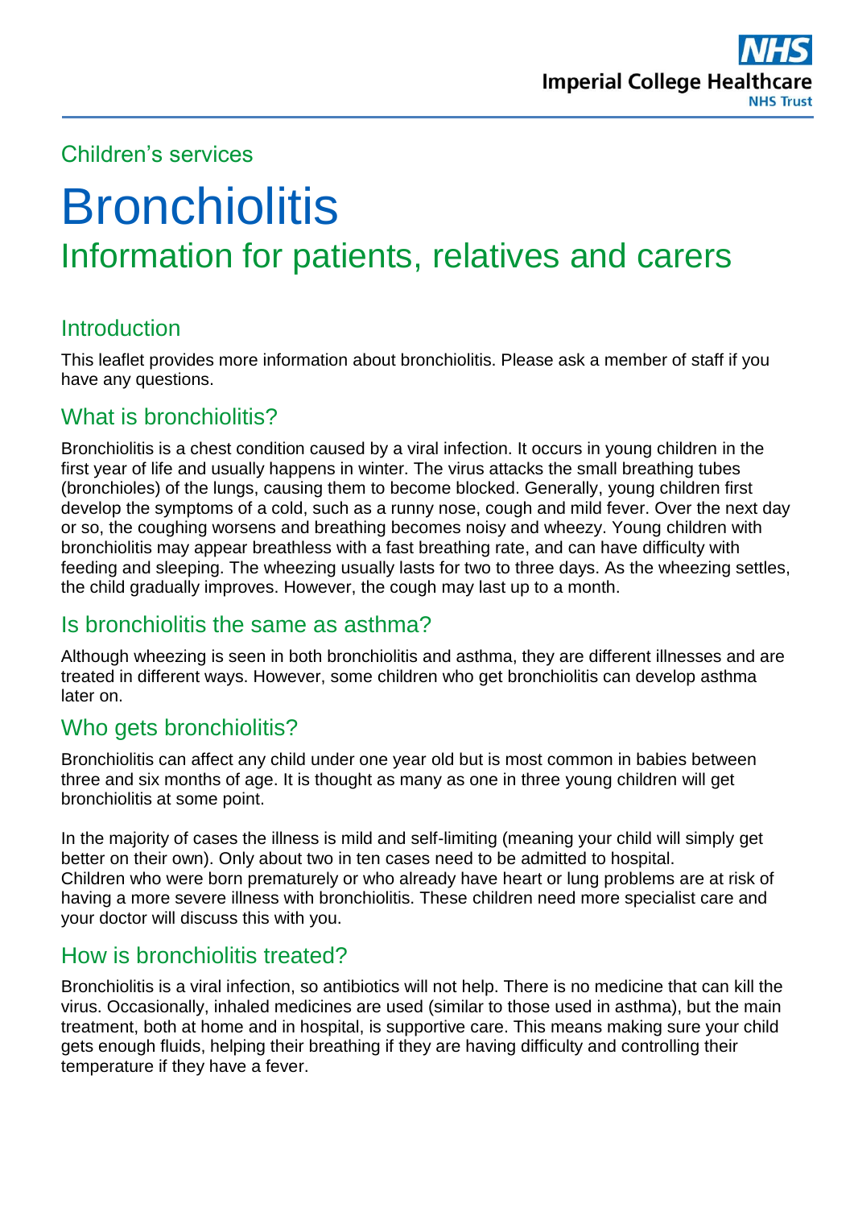Children's services

# Bronchiolitis

## Information for patients, relatives and carers

### Introduction

This leaflet provides more information about bronchiolitis. Please ask a member of staff if you have any questions.

### What is bronchiolitis?

Bronchiolitis is a chest condition caused by a viral infection. It occurs in young children in the first year of life and usually happens in winter. The virus attacks the small breathing tubes (bronchioles) of the lungs, causing them to become blocked. Generally, young children first develop the symptoms of a cold, such as a runny nose, cough and mild fever. Over the next day or so, the coughing worsens and breathing becomes noisy and wheezy. Young children with bronchiolitis may appear breathless with a fast breathing rate, and can have difficulty with feeding and sleeping. The wheezing usually lasts for two to three days. As the wheezing settles, the child gradually improves. However, the cough may last up to a month.

### Is bronchiolitis the same as asthma?

Although wheezing is seen in both bronchiolitis and asthma, they are different illnesses and are treated in different ways. However, some children who get bronchiolitis can develop asthma later on.

### Who gets bronchiolitis?

Bronchiolitis can affect any child under one year old but is most common in babies between three and six months of age. It is thought as many as one in three young children will get bronchiolitis at some point.

In the majority of cases the illness is mild and self-limiting (meaning your child will simply get better on their own). Only about two in ten cases need to be admitted to hospital.
Children who were born prematurely or who already have heart or lung problems are at risk of having a more severe illness with bronchiolitis. These children need more specialist care and your doctor will discuss this with you.

### How is bronchiolitis treated?

Bronchiolitis is a viral infection, so antibiotics will not help. There is no medicine that can kill the virus. Occasionally, inhaled medicines are used (similar to those used in asthma), but the main treatment, both at home and in hospital, is supportive care. This means making sure your child gets enough fluids, helping their breathing if they are having difficulty and controlling their temperature if they have a fever.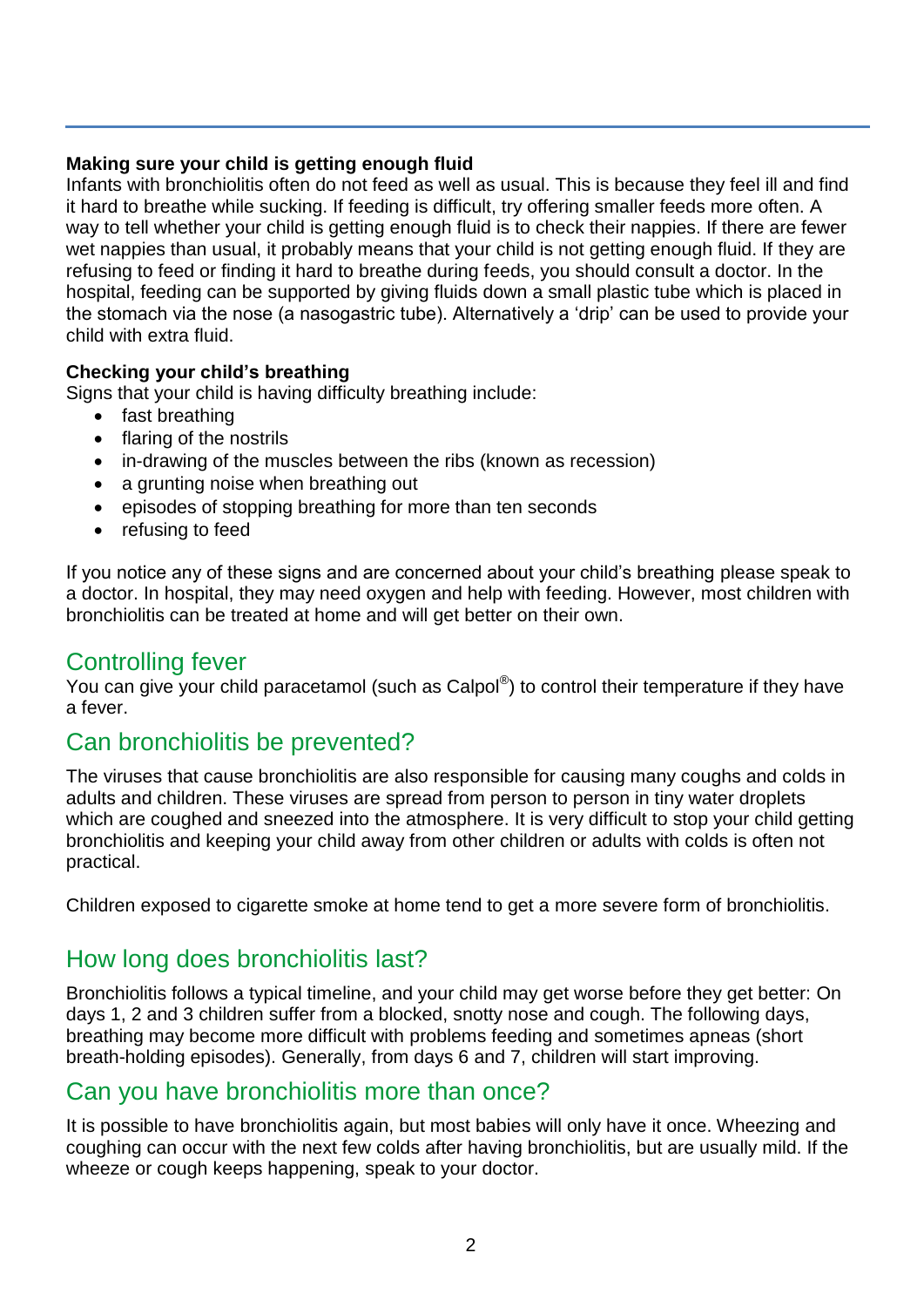**Making sure your child is getting enough fluid**

Infants with bronchiolitis often do not feed as well as usual. This is because they feel ill and find it hard to breathe while sucking. If feeding is difficult, try offering smaller feeds more often. A way to tell whether your child is getting enough fluid is to check their nappies. If there are fewer wet nappies than usual, it probably means that your child is not getting enough fluid. If they are refusing to feed or finding it hard to breathe during feeds, you should consult a doctor. In the hospital, feeding can be supported by giving fluids down a small plastic tube which is placed in the stomach via the nose (a nasogastric tube). Alternatively a 'drip' can be used to provide your child with extra fluid.

**Checking your child's breathing**

Signs that your child is having difficulty breathing include:

- fast breathing
- flaring of the nostrils
- in-drawing of the muscles between the ribs (known as recession)
- a grunting noise when breathing out
- episodes of stopping breathing for more than ten seconds
- refusing to feed

If you notice any of these signs and are concerned about your child's breathing please speak to a doctor. In hospital, they may need oxygen and help with feeding. However, most children with bronchiolitis can be treated at home and will get better on their own.

## Controlling fever

You can give your child paracetamol (such as Calpol®) to control their temperature if they have a fever.

## Can bronchiolitis be prevented?

The viruses that cause bronchiolitis are also responsible for causing many coughs and colds in adults and children. These viruses are spread from person to person in tiny water droplets which are coughed and sneezed into the atmosphere. It is very difficult to stop your child getting bronchiolitis and keeping your child away from other children or adults with colds is often not practical.

Children exposed to cigarette smoke at home tend to get a more severe form of bronchiolitis.

## How long does bronchiolitis last?

Bronchiolitis follows a typical timeline, and your child may get worse before they get better: On days 1, 2 and 3 children suffer from a blocked, snotty nose and cough. The following days, breathing may become more difficult with problems feeding and sometimes apneas (short breath-holding episodes). Generally, from days 6 and 7, children will start improving.

## Can you have bronchiolitis more than once?

It is possible to have bronchiolitis again, but most babies will only have it once. Wheezing and coughing can occur with the next few colds after having bronchiolitis, but are usually mild. If the wheeze or cough keeps happening, speak to your doctor.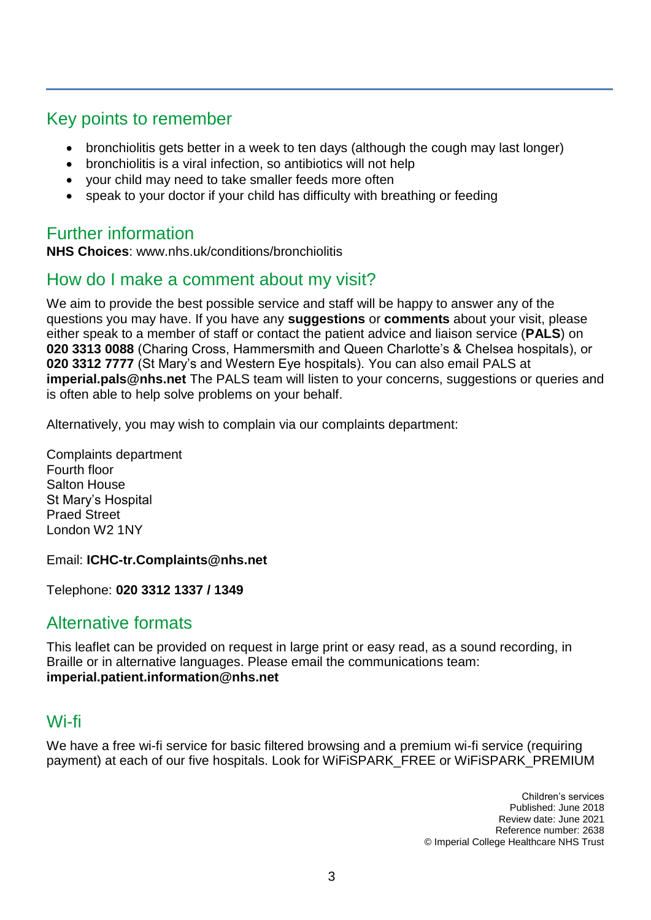## Key points to remember

- bronchiolitis gets better in a week to ten days (although the cough may last longer)
- bronchiolitis is a viral infection, so antibiotics will not help
- your child may need to take smaller feeds more often
- speak to your doctor if your child has difficulty with breathing or feeding

## Further information

**NHS Choices**: www.nhs.uk/conditions/bronchiolitis

## How do I make a comment about my visit?

We aim to provide the best possible service and staff will be happy to answer any of the questions you may have. If you have any **suggestions** or **comments** about your visit, please either speak to a member of staff or contact the patient advice and liaison service (**PALS**) on **020 3313 0088** (Charing Cross, Hammersmith and Queen Charlotte's & Chelsea hospitals), or **020 3312 7777** (St Mary's and Western Eye hospitals). You can also email PALS at **imperial.pals@nhs.net** The PALS team will listen to your concerns, suggestions or queries and is often able to help solve problems on your behalf.

Alternatively, you may wish to complain via our complaints department:

Complaints department
Fourth floor
Salton House
St Mary's Hospital
Praed Street
London W2 1NY

Email: **ICHC-tr.Complaints@nhs.net**

Telephone: **020 3312 1337 / 1349**

## Alternative formats

This leaflet can be provided on request in large print or easy read, as a sound recording, in Braille or in alternative languages. Please email the communications team: **imperial.patient.information@nhs.net**

## Wi-fi

We have a free wi-fi service for basic filtered browsing and a premium wi-fi service (requiring payment) at each of our five hospitals. Look for WiFiSPARK_FREE or WiFiSPARK_PREMIUM

Children's services
Published: June 2018
Review date: June 2021
Reference number: 2638
© Imperial College Healthcare NHS Trust